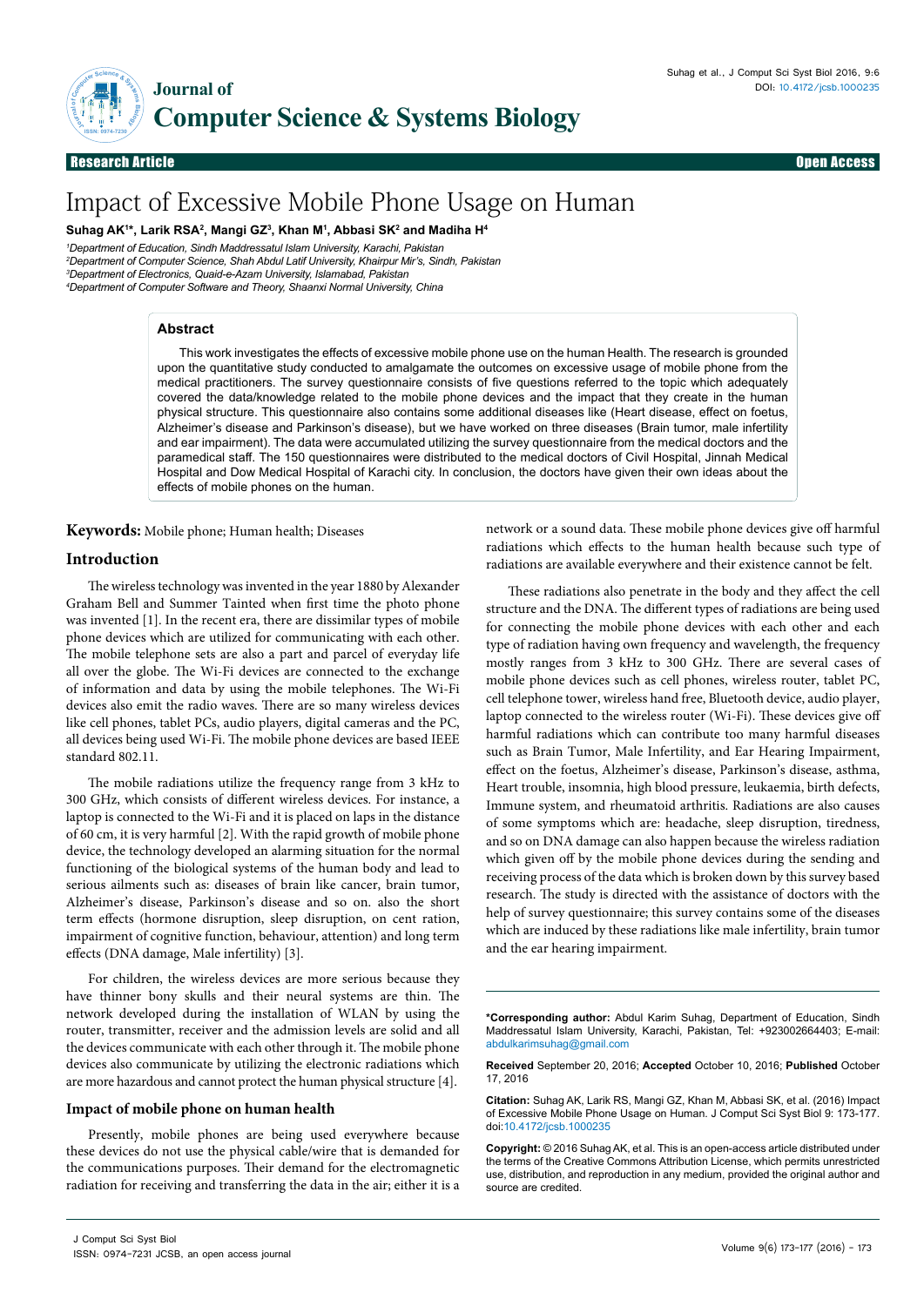Research Article | Open Access

# Impact of Excessive Mobile Phone Usage on Human

**Suhag AK[1]*, Larik RSA[2], Mangi GZ[3], Khan M[1], Abbasi SK[2] and Madiha H[4]**

[1]*Department of Education, Sindh Maddressatul Islam University, Karachi, Pakistan*
[2]*Department of Computer Science, Shah Abdul Latif University, Khairpur Mir's, Sindh, Pakistan*
[3]*Department of Electronics, Quaid-e-Azam University, Islamabad, Pakistan*
[4]*Department of Computer Software and Theory, Shaanxi Normal University, China*

### Abstract

This work investigates the effects of excessive mobile phone use on the human Health. The research is grounded upon the quantitative study conducted to amalgamate the outcomes on excessive usage of mobile phone from the medical practitioners. The survey questionnaire consists of five questions referred to the topic which adequately covered the data/knowledge related to the mobile phone devices and the impact that they create in the human physical structure. This questionnaire also contains some additional diseases like (Heart disease, effect on foetus, Alzheimer's disease and Parkinson's disease), but we have worked on three diseases (Brain tumor, male infertility and ear impairment). The data were accumulated utilizing the survey questionnaire from the medical doctors and the paramedical staff. The 150 questionnaires were distributed to the medical doctors of Civil Hospital, Jinnah Medical Hospital and Dow Medical Hospital of Karachi city. In conclusion, the doctors have given their own ideas about the effects of mobile phones on the human.

**Keywords:** Mobile phone; Human health; Diseases

## Introduction

The wireless technology was invented in the year 1880 by Alexander Graham Bell and Summer Tainted when first time the photo phone was invented [1]. In the recent era, there are dissimilar types of mobile phone devices which are utilized for communicating with each other. The mobile telephone sets are also a part and parcel of everyday life all over the globe. The Wi-Fi devices are connected to the exchange of information and data by using the mobile telephones. The Wi-Fi devices also emit the radio waves. There are so many wireless devices like cell phones, tablet PCs, audio players, digital cameras and the PC, all devices being used Wi-Fi. The mobile phone devices are based IEEE standard 802.11.

The mobile radiations utilize the frequency range from 3 kHz to 300 GHz, which consists of different wireless devices. For instance, a laptop is connected to the Wi-Fi and it is placed on laps in the distance of 60 cm, it is very harmful [2]. With the rapid growth of mobile phone device, the technology developed an alarming situation for the normal functioning of the biological systems of the human body and lead to serious ailments such as: diseases of brain like cancer, brain tumor, Alzheimer's disease, Parkinson's disease and so on. also the short term effects (hormone disruption, sleep disruption, on cent ration, impairment of cognitive function, behaviour, attention) and long term effects (DNA damage, Male infertility) [3].

For children, the wireless devices are more serious because they have thinner bony skulls and their neural systems are thin. The network developed during the installation of WLAN by using the router, transmitter, receiver and the admission levels are solid and all the devices communicate with each other through it. The mobile phone devices also communicate by utilizing the electronic radiations which are more hazardous and cannot protect the human physical structure [4].

### Impact of mobile phone on human health

Presently, mobile phones are being used everywhere because these devices do not use the physical cable/wire that is demanded for the communications purposes. Their demand for the electromagnetic radiation for receiving and transferring the data in the air; either it is a network or a sound data. These mobile phone devices give off harmful radiations which effects to the human health because such type of radiations are available everywhere and their existence cannot be felt.

These radiations also penetrate in the body and they affect the cell structure and the DNA. The different types of radiations are being used for connecting the mobile phone devices with each other and each type of radiation having own frequency and wavelength, the frequency mostly ranges from 3 kHz to 300 GHz. There are several cases of mobile phone devices such as cell phones, wireless router, tablet PC, cell telephone tower, wireless hand free, Bluetooth device, audio player, laptop connected to the wireless router (Wi-Fi). These devices give off harmful radiations which can contribute too many harmful diseases such as Brain Tumor, Male Infertility, and Ear Hearing Impairment, effect on the foetus, Alzheimer's disease, Parkinson's disease, asthma, Heart trouble, insomnia, high blood pressure, leukaemia, birth defects, Immune system, and rheumatoid arthritis. Radiations are also causes of some symptoms which are: headache, sleep disruption, tiredness, and so on DNA damage can also happen because the wireless radiation which given off by the mobile phone devices during the sending and receiving process of the data which is broken down by this survey based research. The study is directed with the assistance of doctors with the help of survey questionnaire; this survey contains some of the diseases which are induced by these radiations like male infertility, brain tumor and the ear hearing impairment.

---

**\*Corresponding author:** Abdul Karim Suhag, Department of Education, Sindh Maddressatul Islam University, Karachi, Pakistan, Tel: +923002664403; E-mail: abdulkarimsuhag@gmail.com

**Received** September 20, 2016; **Accepted** October 10, 2016; **Published** October 17, 2016

**Citation:** Suhag AK, Larik RS, Mangi GZ, Khan M, Abbasi SK, et al. (2016) Impact of Excessive Mobile Phone Usage on Human. J Comput Sci Syst Biol 9: 173-177. doi:10.4172/jcsb.1000235

**Copyright:** © 2016 Suhag AK, et al. This is an open-access article distributed under the terms of the Creative Commons Attribution License, which permits unrestricted use, distribution, and reproduction in any medium, provided the original author and source are credited.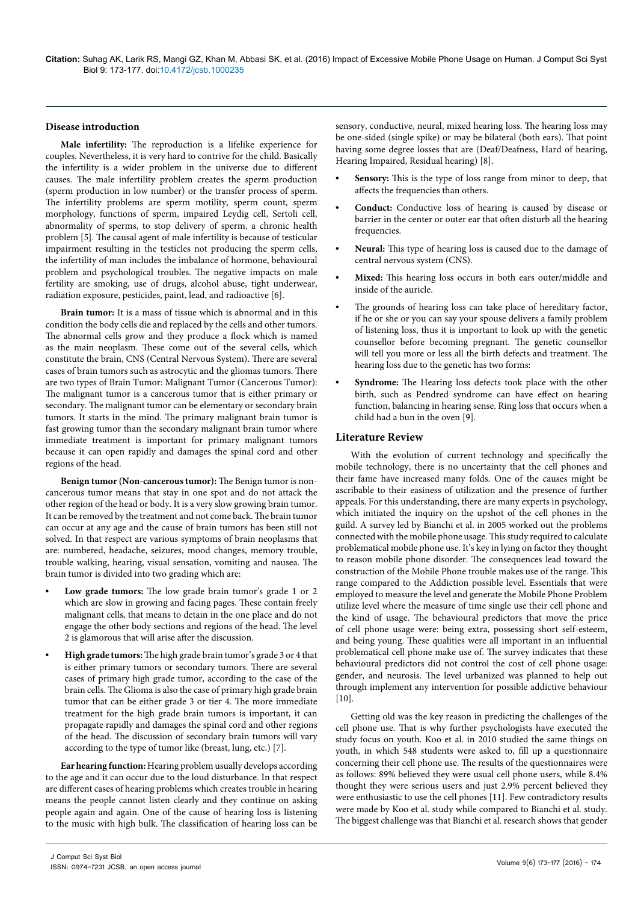## Disease introduction

**Male infertility:** The reproduction is a lifelike experience for couples. Nevertheless, it is very hard to contrive for the child. Basically the infertility is a wider problem in the universe due to different causes. The male infertility problem creates the sperm production (sperm production in low number) or the transfer process of sperm. The infertility problems are sperm motility, sperm count, sperm morphology, functions of sperm, impaired Leydig cell, Sertoli cell, abnormality of sperms, to stop delivery of sperm, a chronic health problem [5]. The causal agent of male infertility is because of testicular impairment resulting in the testicles not producing the sperm cells, the infertility of man includes the imbalance of hormone, behavioural problem and psychological troubles. The negative impacts on male fertility are smoking, use of drugs, alcohol abuse, tight underwear, radiation exposure, pesticides, paint, lead, and radioactive [6].

**Brain tumor:** It is a mass of tissue which is abnormal and in this condition the body cells die and replaced by the cells and other tumors. The abnormal cells grow and they produce a flock which is named as the main neoplasm. These come out of the several cells, which constitute the brain, CNS (Central Nervous System). There are several cases of brain tumors such as astrocytic and the gliomas tumors. There are two types of Brain Tumor: Malignant Tumor (Cancerous Tumor): The malignant tumor is a cancerous tumor that is either primary or secondary. The malignant tumor can be elementary or secondary brain tumors. It starts in the mind. The primary malignant brain tumor is fast growing tumor than the secondary malignant brain tumor where immediate treatment is important for primary malignant tumors because it can open rapidly and damages the spinal cord and other regions of the head.

**Benign tumor (Non-cancerous tumor):** The Benign tumor is non-cancerous tumor means that stay in one spot and do not attack the other region of the head or body. It is a very slow growing brain tumor. It can be removed by the treatment and not come back. The brain tumor can occur at any age and the cause of brain tumors has been still not solved. In that respect are various symptoms of brain neoplasms that are: numbered, headache, seizures, mood changes, memory trouble, trouble walking, hearing, visual sensation, vomiting and nausea. The brain tumor is divided into two grading which are:

- **Low grade tumors:** The low grade brain tumor's grade 1 or 2 which are slow in growing and facing pages. These contain freely malignant cells, that means to detain in the one place and do not engage the other body sections and regions of the head. The level 2 is glamorous that will arise after the discussion.
- **High grade tumors:** The high grade brain tumor's grade 3 or 4 that is either primary tumors or secondary tumors. There are several cases of primary high grade tumor, according to the case of the brain cells. The Glioma is also the case of primary high grade brain tumor that can be either grade 3 or tier 4. The more immediate treatment for the high grade brain tumors is important, it can propagate rapidly and damages the spinal cord and other regions of the head. The discussion of secondary brain tumors will vary according to the type of tumor like (breast, lung, etc.) [7].

**Ear hearing function:** Hearing problem usually develops according to the age and it can occur due to the loud disturbance. In that respect are different cases of hearing problems which creates trouble in hearing means the people cannot listen clearly and they continue on asking people again and again. One of the cause of hearing loss is listening to the music with high bulk. The classification of hearing loss can be sensory, conductive, neural, mixed hearing loss. The hearing loss may be one-sided (single spike) or may be bilateral (both ears). That point having some degree losses that are (Deaf/Deafness, Hard of hearing, Hearing Impaired, Residual hearing) [8].

- **Sensory:** This is the type of loss range from minor to deep, that affects the frequencies than others.
- **Conduct:** Conductive loss of hearing is caused by disease or barrier in the center or outer ear that often disturb all the hearing frequencies.
- **Neural:** This type of hearing loss is caused due to the damage of central nervous system (CNS).
- **Mixed:** This hearing loss occurs in both ears outer/middle and inside of the auricle.
- The grounds of hearing loss can take place of hereditary factor, if he or she or you can say your spouse delivers a family problem of listening loss, thus it is important to look up with the genetic counsellor before becoming pregnant. The genetic counsellor will tell you more or less all the birth defects and treatment. The hearing loss due to the genetic has two forms:
- **Syndrome:** The Hearing loss defects took place with the other birth, such as Pendred syndrome can have effect on hearing function, balancing in hearing sense. Ring loss that occurs when a child had a bun in the oven [9].

## Literature Review

With the evolution of current technology and specifically the mobile technology, there is no uncertainty that the cell phones and their fame have increased many folds. One of the causes might be ascribable to their easiness of utilization and the presence of further appeals. For this understanding, there are many experts in psychology, which initiated the inquiry on the upshot of the cell phones in the guild. A survey led by Bianchi et al. in 2005 worked out the problems connected with the mobile phone usage. This study required to calculate problematical mobile phone use. It's key in lying on factor they thought to reason mobile phone disorder. The consequences lead toward the construction of the Mobile Phone trouble makes use of the range. This range compared to the Addiction possible level. Essentials that were employed to measure the level and generate the Mobile Phone Problem utilize level where the measure of time single use their cell phone and the kind of usage. The behavioural predictors that move the price of cell phone usage were: being extra, possessing short self-esteem, and being young. These qualities were all important in an influential problematical cell phone make use of. The survey indicates that these behavioural predictors did not control the cost of cell phone usage: gender, and neurosis. The level urbanized was planned to help out through implement any intervention for possible addictive behaviour [10].

Getting old was the key reason in predicting the challenges of the cell phone use. That is why further psychologists have executed the study focus on youth. Koo et al. in 2010 studied the same things on youth, in which 548 students were asked to, fill up a questionnaire concerning their cell phone use. The results of the questionnaires were as follows: 89% believed they were usual cell phone users, while 8.4% thought they were serious users and just 2.9% percent believed they were enthusiastic to use the cell phones [11]. Few contradictory results were made by Koo et al. study while compared to Bianchi et al. study. The biggest challenge was that Bianchi et al. research shows that gender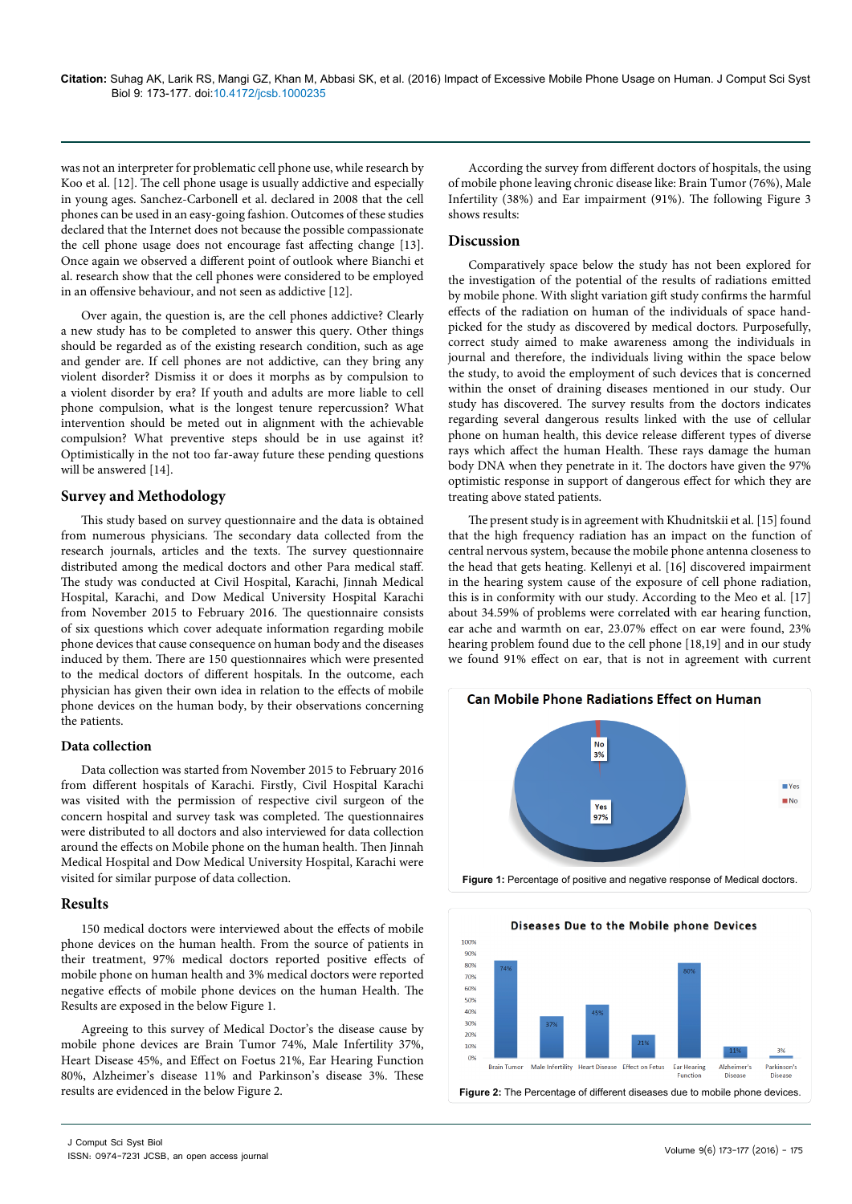was not an interpreter for problematic cell phone use, while research by Koo et al. [12]. The cell phone usage is usually addictive and especially in young ages. Sanchez-Carbonell et al. declared in 2008 that the cell phones can be used in an easy-going fashion. Outcomes of these studies declared that the Internet does not because the possible compassionate the cell phone usage does not encourage fast affecting change [13]. Once again we observed a different point of outlook where Bianchi et al. research show that the cell phones were considered to be employed in an offensive behaviour, and not seen as addictive [12].

Over again, the question is, are the cell phones addictive? Clearly a new study has to be completed to answer this query. Other things should be regarded as of the existing research condition, such as age and gender are. If cell phones are not addictive, can they bring any violent disorder? Dismiss it or does it morphs as by compulsion to a violent disorder by era? If youth and adults are more liable to cell phone compulsion, what is the longest tenure repercussion? What intervention should be meted out in alignment with the achievable compulsion? What preventive steps should be in use against it? Optimistically in the not too far-away future these pending questions will be answered [14].

## Survey and Methodology

This study based on survey questionnaire and the data is obtained from numerous physicians. The secondary data collected from the research journals, articles and the texts. The survey questionnaire distributed among the medical doctors and other Para medical staff. The study was conducted at Civil Hospital, Karachi, Jinnah Medical Hospital, Karachi, and Dow Medical University Hospital Karachi from November 2015 to February 2016. The questionnaire consists of six questions which cover adequate information regarding mobile phone devices that cause consequence on human body and the diseases induced by them. There are 150 questionnaires which were presented to the medical doctors of different hospitals. In the outcome, each physician has given their own idea in relation to the effects of mobile phone devices on the human body, by their observations concerning the patients.

### Data collection

Data collection was started from November 2015 to February 2016 from different hospitals of Karachi. Firstly, Civil Hospital Karachi was visited with the permission of respective civil surgeon of the concern hospital and survey task was completed. The questionnaires were distributed to all doctors and also interviewed for data collection around the effects on Mobile phone on the human health. Then Jinnah Medical Hospital and Dow Medical University Hospital, Karachi were visited for similar purpose of data collection.

## Results

150 medical doctors were interviewed about the effects of mobile phone devices on the human health. From the source of patients in their treatment, 97% medical doctors reported positive effects of mobile phone on human health and 3% medical doctors were reported negative effects of mobile phone devices on the human Health. The Results are exposed in the below Figure 1.

Agreeing to this survey of Medical Doctor's the disease cause by mobile phone devices are Brain Tumor 74%, Male Infertility 37%, Heart Disease 45%, and Effect on Foetus 21%, Ear Hearing Function 80%, Alzheimer's disease 11% and Parkinson's disease 3%. These results are evidenced in the below Figure 2.

According the survey from different doctors of hospitals, the using of mobile phone leaving chronic disease like: Brain Tumor (76%), Male Infertility (38%) and Ear impairment (91%). The following Figure 3 shows results:

## Discussion

Comparatively space below the study has not been explored for the investigation of the potential of the results of radiations emitted by mobile phone. With slight variation gift study confirms the harmful effects of the radiation on human of the individuals of space hand-picked for the study as discovered by medical doctors. Purposefully, correct study aimed to make awareness among the individuals in journal and therefore, the individuals living within the space below the study, to avoid the employment of such devices that is concerned within the onset of draining diseases mentioned in our study. Our study has discovered. The survey results from the doctors indicates regarding several dangerous results linked with the use of cellular phone on human health, this device release different types of diverse rays which affect the human Health. These rays damage the human body DNA when they penetrate in it. The doctors have given the 97% optimistic response in support of dangerous effect for which they are treating above stated patients.

The present study is in agreement with Khudnitskii et al. [15] found that the high frequency radiation has an impact on the function of central nervous system, because the mobile phone antenna closeness to the head that gets heating. Kellenyi et al. [16] discovered impairment in the hearing system cause of the exposure of cell phone radiation, this is in conformity with our study. According to the Meo et al. [17] about 34.59% of problems were correlated with ear hearing function, ear ache and warmth on ear, 23.07% effect on ear were found, 23% hearing problem found due to the cell phone [18,19] and in our study we found 91% effect on ear, that is not in agreement with current

Can Mobile Phone Radiations Effect on Human

| Response | Percentage |
|---|---|
| Yes | 97% |
| No | 3% |

Figure 1: Percentage of positive and negative response of Medical doctors.

Diseases Due to the Mobile phone Devices

| Disease | Percentage |
|---|---|
| Brain Tumor | 74% |
| Male Infertility | 37% |
| Heart Disease | 45% |
| Effect on Fetus | 21% |
| Ear Hearing Function | 80% |
| Alzheimer's Disease | 11% |
| Parkinson's Disease | 3% |

Figure 2: The Percentage of different diseases due to mobile phone devices.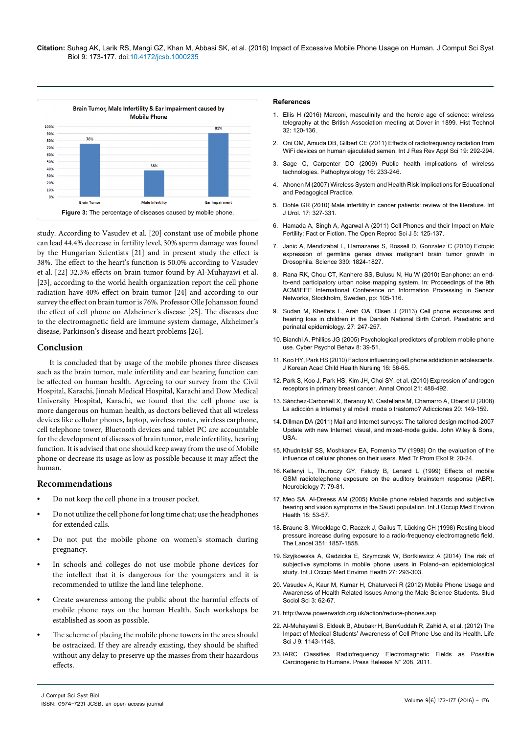**Figure 3:** The percentage of diseases caused by mobile phone.

study. According to Vasudev et al. [20] constant use of mobile phone can lead 44.4% decrease in fertility level, 30% sperm damage was found by the Hungarian Scientists [21] and in present study the effect is 38%. The effect to the heart's function is 50.0% according to Vasudev et al. [22] 32.3% effects on brain tumor found by Al-Muhayawi et al. [23], according to the world health organization report the cell phone radiation have 40% effect on brain tumor [24] and according to our survey the effect on brain tumor is 76%. Professor Olle Johansson found the effect of cell phone on Alzheimer's disease [25]. The diseases due to the electromagnetic field are immune system damage, Alzheimer's disease, Parkinson's disease and heart problems [26].

## Conclusion

It is concluded that by usage of the mobile phones three diseases such as the brain tumor, male infertility and ear hearing function can be affected on human health. Agreeing to our survey from the Civil Hospital, Karachi, Jinnah Medical Hospital, Karachi and Dow Medical University Hospital, Karachi, we found that the cell phone use is more dangerous on human health, as doctors believed that all wireless devices like cellular phones, laptop, wireless router, wireless earphone, cell telephone tower, Bluetooth devices and tablet PC are accountable for the development of diseases of brain tumor, male infertility, hearing function. It is advised that one should keep away from the use of Mobile phone or decrease its usage as low as possible because it may affect the human.

## Recommendations

- Do not keep the cell phone in a trouser pocket.
- Do not utilize the cell phone for long time chat; use the headphones for extended calls.
- Do not put the mobile phone on women's stomach during pregnancy.
- In schools and colleges do not use mobile phone devices for the intellect that it is dangerous for the youngsters and it is recommended to utilize the land line telephone.
- Create awareness among the public about the harmful effects of mobile phone rays on the human Health. Such workshops be established as soon as possible.
- The scheme of placing the mobile phone towers in the area should be ostracized. If they are already existing, they should be shifted without any delay to preserve up the masses from their hazardous effects.

## References

1. Ellis H (2016) Marconi, masculinity and the heroic age of science: wireless telegraphy at the British Association meeting at Dover in 1899. Hist Technol 32: 120-136.
2. Oni OM, Amuda DB, Gilbert CE (2011) Effects of radiofrequency radiation from WiFi devices on human ejaculated semen. Int J Res Rev Appl Sci 19: 292-294.
3. Sage C, Carpenter DO (2009) Public health implications of wireless technologies. Pathophysiology 16: 233-246.
4. Ahonen M (2007) Wireless System and Health Risk Implications for Educational and Pedagogical Practice.
5. Dohle GR (2010) Male infertility in cancer patients: review of the literature. Int J Urol. 17: 327-331.
6. Hamada A, Singh A, Agarwal A (2011) Cell Phones and their Impact on Male Fertility: Fact or Fiction. The Open Reprod Sci J 5: 125-137.
7. Janic A, Mendizabal L, Llamazares S, Rossell D, Gonzalez C (2010) Ectopic expression of germline genes drives malignant brain tumor growth in Drosophila. Science 330: 1824-1827.
8. Rana RK, Chou CT, Kanhere SS, Bulusu N, Hu W (2010) Ear-phone: an end-to-end participatory urban noise mapping system. In: Proceedings of the 9th ACM/IEEE International Conference on Information Processing in Sensor Networks, Stockholm, Sweden, pp: 105-116.
9. Sudan M, Kheifets L, Arah OA, Olsen J (2013) Cell phone exposures and hearing loss in children in the Danish National Birth Cohort. Paediatric and perinatal epidemiology. 27: 247-257.
10. Bianchi A, Phillips JG (2005) Psychological predictors of problem mobile phone use. Cyber Psychol Behav 8: 39-51.
11. Koo HY, Park HS (2010) Factors influencing cell phone addiction in adolescents. J Korean Acad Child Health Nursing 16: 56-65.
12. Park S, Koo J, Park HS, Kim JH, Choi SY, et al. (2010) Expression of androgen receptors in primary breast cancer. Annal Oncol 21: 488-492.
13. Sánchez-Carbonell X, Beranuy M, Castellana M, Chamarro A, Oberst U (2008) La adicción a Internet y al móvil: moda o trastorno? Adicciones 20: 149-159.
14. Dillman DA (2011) Mail and Internet surveys: The tailored design method-2007 Update with new Internet, visual, and mixed-mode guide. John Wiley & Sons, USA.
15. Khudnitskiĭ SS, Moshkarev EA, Fomenko TV (1998) On the evaluation of the influence of cellular phones on their users. Med Tr Prom Ekol 9: 20-24.
16. Kellenyi L, Thuroczy GY, Faludy B, Lenard L (1999) Effects of mobile GSM radiotelephone exposure on the auditory brainstem response (ABR). Neurobiology 7: 79-81.
17. Meo SA, Al-Dreess AM (2005) Mobile phone related hazards and subjective hearing and vision symptoms in the Saudi population. Int J Occup Med Environ Health 18: 53-57.
18. Braune S, Wrocklage C, Raczek J, Gailus T, Lücking CH (1998) Resting blood pressure increase during exposure to a radio-frequency electromagnetic field. The Lancet 351: 1857-1858.
19. Szyjkowska A, Gadzicka E, Szymczak W, Bortkiewicz A (2014) The risk of subjective symptoms in mobile phone users in Poland–an epidemiological study. Int J Occup Med Environ Health 27: 293-303.
20. Vasudev A, Kaur M, Kumar H, Chaturvedi R (2012) Mobile Phone Usage and Awareness of Health Related Issues Among the Male Science Students. Stud Sociol Sci 3: 62-67.
21. http://www.powerwatch.org.uk/action/reduce-phones.asp
22. Al-Muhayawi S, Eldeek B, Abubakr H, BenKuddah R, Zahid A, et al. (2012) The Impact of Medical Students' Awareness of Cell Phone Use and its Health. Life Sci J 9: 1143-1148.
23. IARC Classifies Radiofrequency Electromagnetic Fields as Possible Carcinogenic to Humans. Press Release N° 208, 2011.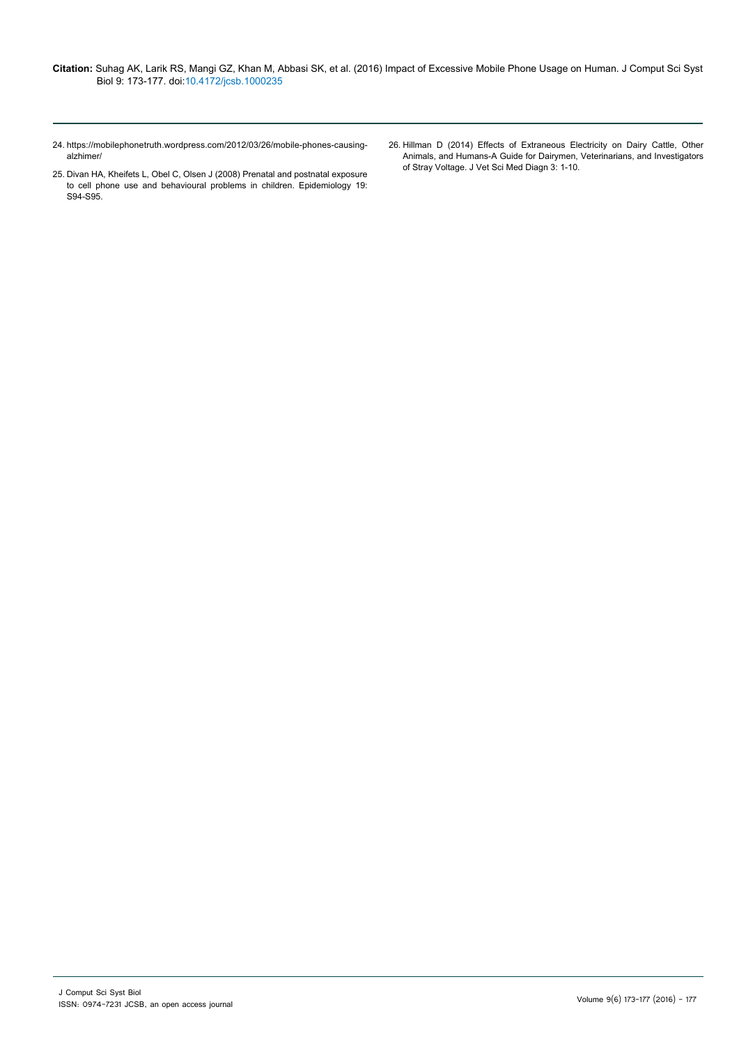24. https://mobilephonetruth.wordpress.com/2012/03/26/mobile-phones-causing-alzhimer/

25. Divan HA, Kheifets L, Obel C, Olsen J (2008) Prenatal and postnatal exposure to cell phone use and behavioural problems in children. Epidemiology 19: S94-S95.

26. Hillman D (2014) Effects of Extraneous Electricity on Dairy Cattle, Other Animals, and Humans-A Guide for Dairymen, Veterinarians, and Investigators of Stray Voltage. J Vet Sci Med Diagn 3: 1-10.